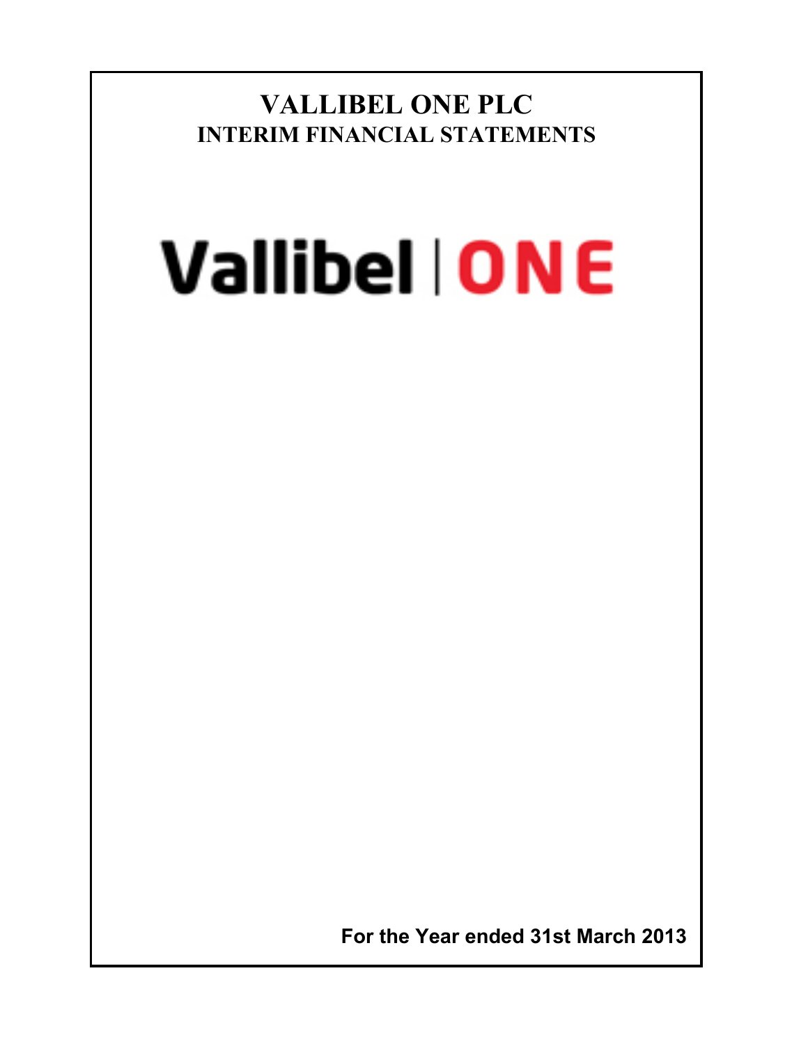# VALLIBEL ONE PLC

## INTERIM FINANCIAL STATEMENTS

Vallibel | ONE

**For the Year ended 31st March 2013**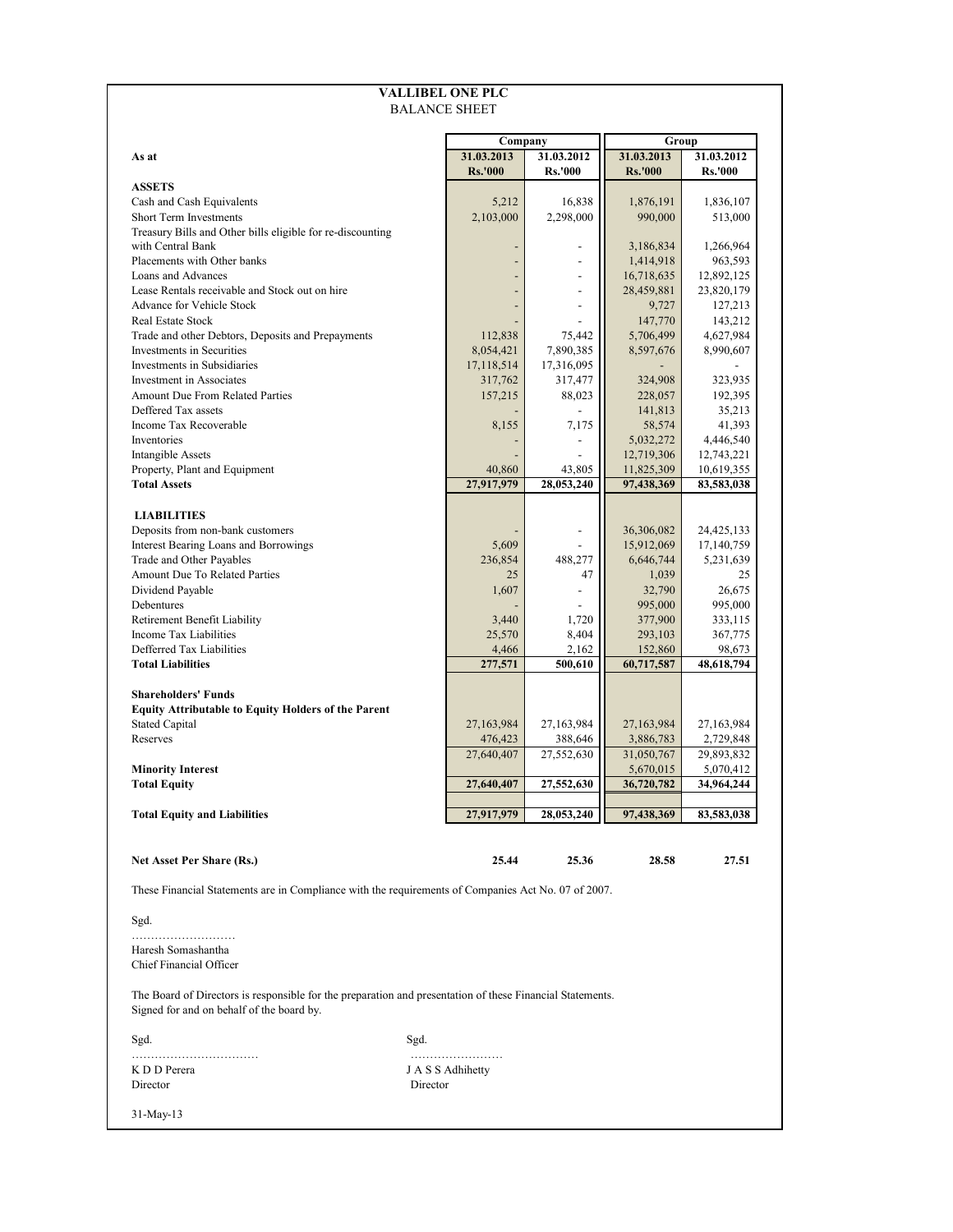# VALLIBEL ONE PLC

## BALANCE SHEET

| As at | Company | | Group | |
|---|---|---|---|---|
| | 31.03.2013 | 31.03.2012 | 31.03.2013 | 31.03.2012 |
| | Rs.'000 | Rs.'000 | Rs.'000 | Rs.'000 |
| **ASSETS** | | | | |
| Cash and Cash Equivalents | 5,212 | 16,838 | 1,876,191 | 1,836,107 |
| Short Term Investments | 2,103,000 | 2,298,000 | 990,000 | 513,000 |
| Treasury Bills and Other bills eligible for re-discounting with Central Bank | - | - | 3,186,834 | 1,266,964 |
| Placements with Other banks | - | - | 1,414,918 | 963,593 |
| Loans and Advances | - | - | 16,718,635 | 12,892,125 |
| Lease Rentals receivable and Stock out on hire | - | - | 28,459,881 | 23,820,179 |
| Advance for Vehicle Stock | - | - | 9,727 | 127,213 |
| Real Estate Stock | - | - | 147,770 | 143,212 |
| Trade and other Debtors, Deposits and Prepayments | 112,838 | 75,442 | 5,706,499 | 4,627,984 |
| Investments in Securities | 8,054,421 | 7,890,385 | 8,597,676 | 8,990,607 |
| Investments in Subsidiaries | 17,118,514 | 17,316,095 | - | - |
| Investment in Associates | 317,762 | 317,477 | 324,908 | 323,935 |
| Amount Due From Related Parties | 157,215 | 88,023 | 228,057 | 192,395 |
| Deffered Tax assets | - | - | 141,813 | 35,213 |
| Income Tax Recoverable | 8,155 | 7,175 | 58,574 | 41,393 |
| Inventories | - | - | 5,032,272 | 4,446,540 |
| Intangible Assets | - | - | 12,719,306 | 12,743,221 |
| Property, Plant and Equipment | 40,860 | 43,805 | 11,825,309 | 10,619,355 |
| **Total Assets** | **27,917,979** | **28,053,240** | **97,438,369** | **83,583,038** |
| **LIABILITIES** | | | | |
| Deposits from non-bank customers | - | - | 36,306,082 | 24,425,133 |
| Interest Bearing Loans and Borrowings | 5,609 | - | 15,912,069 | 17,140,759 |
| Trade and Other Payables | 236,854 | 488,277 | 6,646,744 | 5,231,639 |
| Amount Due To Related Parties | 25 | 47 | 1,039 | 25 |
| Dividend Payable | 1,607 | - | 32,790 | 26,675 |
| Debentures | - | - | 995,000 | 995,000 |
| Retirement Benefit Liability | 3,440 | 1,720 | 377,900 | 333,115 |
| Income Tax Liabilities | 25,570 | 8,404 | 293,103 | 367,775 |
| Defferred Tax Liabilities | 4,466 | 2,162 | 152,860 | 98,673 |
| **Total Liabilities** | **277,571** | **500,610** | **60,717,587** | **48,618,794** |
| **Shareholders' Funds** | | | | |
| **Equity Attributable to Equity Holders of the Parent** | | | | |
| Stated Capital | 27,163,984 | 27,163,984 | 27,163,984 | 27,163,984 |
| Reserves | 476,423 | 388,646 | 3,886,783 | 2,729,848 |
| | 27,640,407 | 27,552,630 | 31,050,767 | 29,893,832 |
| **Minority Interest** | | | 5,670,015 | 5,070,412 |
| **Total Equity** | **27,640,407** | **27,552,630** | **36,720,782** | **34,964,244** |
| **Total Equity and Liabilities** | **27,917,979** | **28,053,240** | **97,438,369** | **83,583,038** |
| **Net Asset Per Share (Rs.)** | **25.44** | **25.36** | **28.58** | **27.51** |

These Financial Statements are in Compliance with the requirements of Companies Act No. 07 of 2007.

Sgd.

………………………

Haresh Somashantha
Chief Financial Officer

The Board of Directors is responsible for the preparation and presentation of these Financial Statements.
Signed for and on behalf of the board by.

Sgd.
……………………………
K D D Perera
Director

Sgd.
……………………
J A S S Adhihetty
Director

31-May-13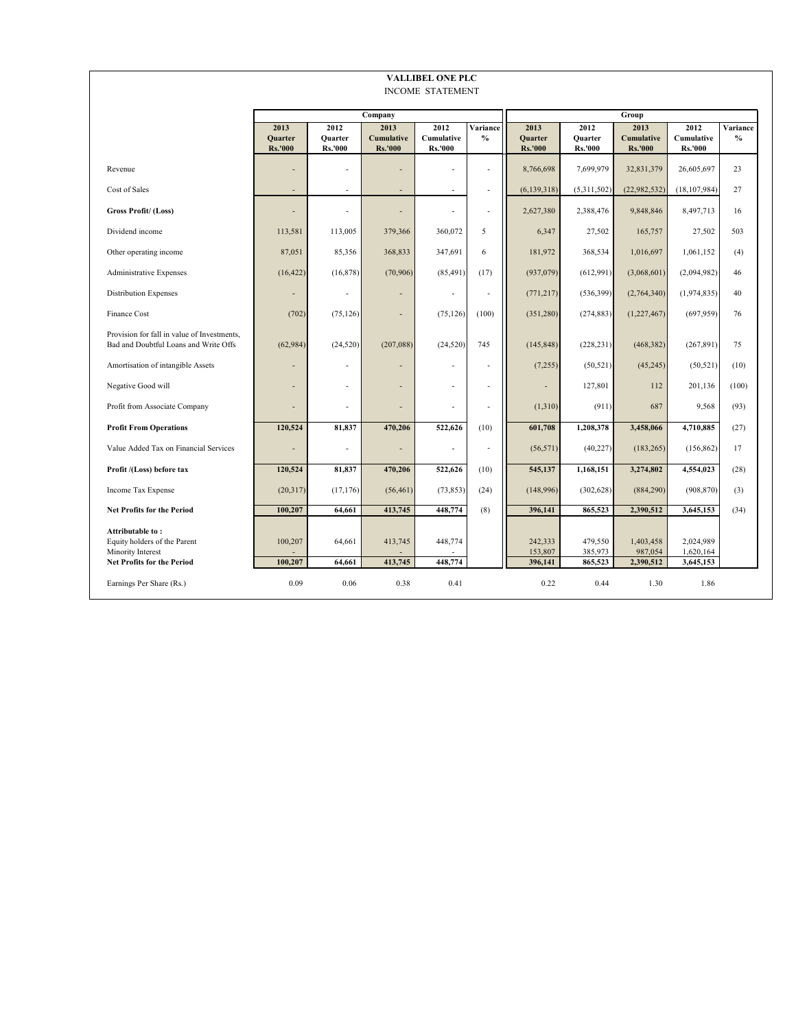# VALLIBEL ONE PLC

INCOME STATEMENT

| | Company | | | | | Group | | | | |
|---|---|---|---|---|---|---|---|---|---|---|
| | 2013 Quarter Rs.'000 | 2012 Quarter Rs.'000 | 2013 Cumulative Rs.'000 | 2012 Cumulative Rs.'000 | Variance % | 2013 Quarter Rs.'000 | 2012 Quarter Rs.'000 | 2013 Cumulative Rs.'000 | 2012 Cumulative Rs.'000 | Variance % |
| Revenue | - | - | - | - | - | 8,766,698 | 7,699,979 | 32,831,379 | 26,605,697 | 23 |
| Cost of Sales | - | - | - | - | - | (6,139,318) | (5,311,502) | (22,982,532) | (18,107,984) | 27 |
| **Gross Profit/ (Loss)** | - | - | - | - | - | 2,627,380 | 2,388,476 | 9,848,846 | 8,497,713 | 16 |
| Dividend income | 113,581 | 113,005 | 379,366 | 360,072 | 5 | 6,347 | 27,502 | 165,757 | 27,502 | 503 |
| Other operating income | 87,051 | 85,356 | 368,833 | 347,691 | 6 | 181,972 | 368,534 | 1,016,697 | 1,061,152 | (4) |
| Administrative Expenses | (16,422) | (16,878) | (70,906) | (85,491) | (17) | (937,079) | (612,991) | (3,068,601) | (2,094,982) | 46 |
| Distribution Expenses | - | - | - | - | - | (771,217) | (536,399) | (2,764,340) | (1,974,835) | 40 |
| Finance Cost | (702) | (75,126) | - | (75,126) | (100) | (351,280) | (274,883) | (1,227,467) | (697,959) | 76 |
| Provision for fall in value of Investments, Bad and Doubtful Loans and Write Offs | (62,984) | (24,520) | (207,088) | (24,520) | 745 | (145,848) | (228,231) | (468,382) | (267,891) | 75 |
| Amortisation of intangible Assets | - | - | - | - | - | (7,255) | (50,521) | (45,245) | (50,521) | (10) |
| Negative Good will | - | - | - | - | - | - | 127,801 | 112 | 201,136 | (100) |
| Profit from Associate Company | - | - | - | - | - | (1,310) | (911) | 687 | 9,568 | (93) |
| **Profit From Operations** | **120,524** | **81,837** | **470,206** | **522,626** | (10) | **601,708** | **1,208,378** | **3,458,066** | **4,710,885** | (27) |
| Value Added Tax on Financial Services | - | - | - | - | - | (56,571) | (40,227) | (183,265) | (156,862) | 17 |
| **Profit /(Loss) before tax** | **120,524** | **81,837** | **470,206** | **522,626** | (10) | **545,137** | **1,168,151** | **3,274,802** | **4,554,023** | (28) |
| Income Tax Expense | (20,317) | (17,176) | (56,461) | (73,853) | (24) | (148,996) | (302,628) | (884,290) | (908,870) | (3) |
| **Net Profits for the Period** | **100,207** | **64,661** | **413,745** | **448,774** | (8) | **396,141** | **865,523** | **2,390,512** | **3,645,153** | (34) |
| **Attributable to :** | | | | | | | | | | |
| Equity holders of the Parent | 100,207 | 64,661 | 413,745 | 448,774 | | 242,333 | 479,550 | 1,403,458 | 2,024,989 | |
| Minority Interest | - | - | - | - | | 153,807 | 385,973 | 987,054 | 1,620,164 | |
| **Net Profits for the Period** | **100,207** | **64,661** | **413,745** | **448,774** | | **396,141** | **865,523** | **2,390,512** | **3,645,153** | |
| Earnings Per Share (Rs.) | 0.09 | 0.06 | 0.38 | 0.41 | | 0.22 | 0.44 | 1.30 | 1.86 | |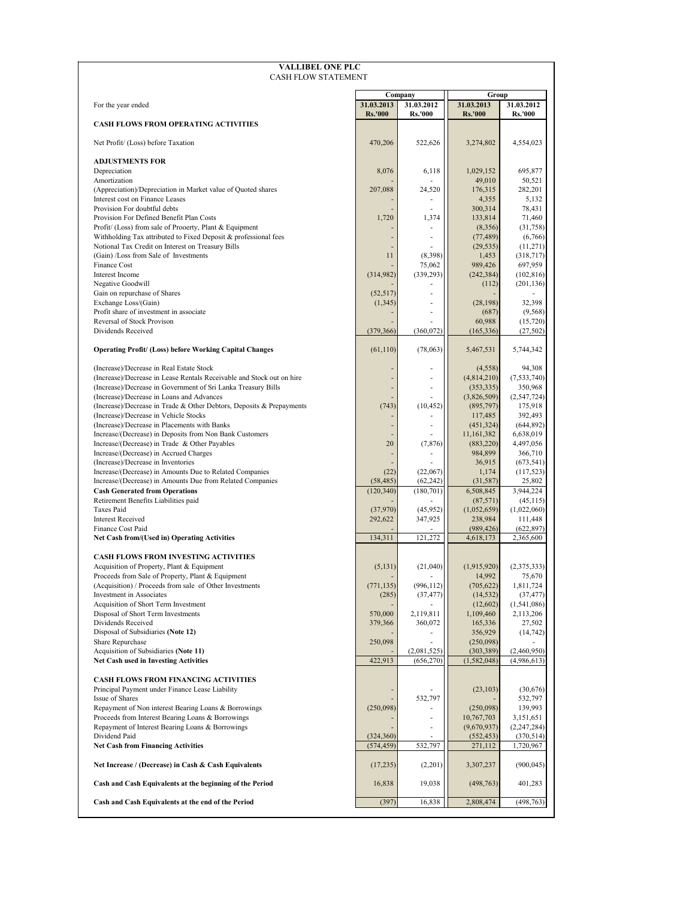# VALLIBEL ONE PLC

## CASH FLOW STATEMENT

| For the year ended | Company 31.03.2013 Rs.'000 | Company 31.03.2012 Rs.'000 | Group 31.03.2013 Rs.'000 | Group 31.03.2012 Rs.'000 |
|---|---|---|---|---|
| **CASH FLOWS FROM OPERATING ACTIVITIES** | | | | |
| Net Profit/ (Loss) before Taxation | 470,206 | 522,626 | 3,274,802 | 4,554,023 |
| **ADJUSTMENTS FOR** | | | | |
| Depreciation | 8,076 | 6,118 | 1,029,152 | 695,877 |
| Amortization | - | - | 49,010 | 50,521 |
| (Appreciation)/Depreciation in Market value of Quoted shares | 207,088 | 24,520 | 176,315 | 282,201 |
| Interest cost on Finance Leases | - | - | 4,355 | 5,132 |
| Provision For doubtful debts | - | - | 300,314 | 78,431 |
| Provision For Defined Benefit Plan Costs | 1,720 | 1,374 | 133,814 | 71,460 |
| Profit/ (Loss) from sale of Prooerty, Plant & Equipment | - | - | (8,356) | (31,758) |
| Withholding Tax attributed to Fixed Deposit & professional fees | - | - | (77,489) | (6,766) |
| Notional Tax Credit on Interest on Treasury Bills | - | - | (29,535) | (11,271) |
| (Gain) /Loss from Sale of Investments | 11 | (8,398) | 1,453 | (318,717) |
| Finance Cost | - | 75,062 | 989,426 | 697,959 |
| Interest Income | (314,982) | (339,293) | (242,384) | (102,816) |
| Negative Goodwill | - | - | (112) | (201,136) |
| Gain on repurchase of Shares | (52,517) | - | - | - |
| Exchange Loss/(Gain) | (1,345) | - | (28,198) | 32,398 |
| Profit share of investment in associate | - | - | (687) | (9,568) |
| Reversal of Stock Provison | - | - | 60,988 | (15,720) |
| Dividends Received | (379,366) | (360,072) | (165,336) | (27,502) |
| **Operating Profit/ (Loss) before Working Capital Changes** | (61,110) | (78,063) | 5,467,531 | 5,744,342 |
| (Increase)/Decrease in Real Estate Stock | - | - | (4,558) | 94,308 |
| (Increase)/Decrease in Lease Rentals Receivable and Stock out on hire | - | - | (4,814,210) | (7,533,740) |
| (Increase)/Decrease in Government of Sri Lanka Treasury Bills | - | - | (353,335) | 350,968 |
| (Increase)/Decrease in Loans and Advances | - | - | (3,826,509) | (2,547,724) |
| (Increase)/Decrease in Trade & Other Debtors, Deposits & Prepayments | (743) | (10,452) | (895,797) | 175,918 |
| (Increase)/Decrease in Vehicle Stocks | - | - | 117,485 | 392,493 |
| (Increase)/Decrease in Placements with Banks | - | - | (451,324) | (644,892) |
| Increase/(Decrease) in Deposits from Non Bank Customers | - | - | 11,161,382 | 6,638,019 |
| Increase/(Decrease) in Trade & Other Payables | 20 | (7,876) | (883,220) | 4,497,056 |
| Increase/(Decrease) in Accrued Charges | - | - | 984,899 | 366,710 |
| (Increase)/Decrease in Inventories | - | - | 36,915 | (673,541) |
| Increase/(Decrease) in Amounts Due to Related Companies | (22) | (22,067) | 1,174 | (117,523) |
| Increase/(Decrease) in Amounts Due from Related Companies | (58,485) | (62,242) | (31,587) | 25,802 |
| **Cash Generated from Operations** | (120,340) | (180,701) | 6,508,845 | 3,944,224 |
| Retirement Benefits Liabilities paid | - | - | (87,571) | (45,115) |
| Taxes Paid | (37,970) | (45,952) | (1,052,659) | (1,022,060) |
| Interest Received | 292,622 | 347,925 | 238,984 | 111,448 |
| Finance Cost Paid | - | - | (989,426) | (622,897) |
| **Net Cash from/(Used in) Operating Activities** | 134,311 | 121,272 | 4,618,173 | 2,365,600 |
| **CASH FLOWS FROM INVESTING ACTIVITIES** | | | | |
| Acquisition of Property, Plant & Equipment | (5,131) | (21,040) | (1,915,920) | (2,375,333) |
| Proceeds from Sale of Property, Plant & Equipment | - | - | 14,992 | 75,670 |
| (Acquisition) / Proceeds from sale of Other Investments | (771,135) | (996,112) | (705,622) | 1,811,724 |
| Investment in Associates | (285) | (37,477) | (14,532) | (37,477) |
| Acquisition of Short Term Investment | - | - | (12,602) | (1,541,086) |
| Disposal of Short Term Investments | 570,000 | 2,119,811 | 1,109,460 | 2,113,206 |
| Dividends Received | 379,366 | 360,072 | 165,336 | 27,502 |
| Disposal of Subsidiaries **(Note 12)** | - | - | 356,929 | (14,742) |
| Share Repurchase | 250,098 | - | (250,098) | - |
| Acquisition of Subsidiaries **(Note 11)** | - | (2,081,525) | (303,389) | (2,460,950) |
| **Net Cash used in Investing Activities** | 422,913 | (656,270) | (1,582,048) | (4,986,613) |
| **CASH FLOWS FROM FINANCING ACTIVITIES** | | | | |
| Principal Payment under Finance Lease Liability | - | - | (23,103) | (30,676) |
| Issue of Shares | - | 532,797 | - | 532,797 |
| Repayment of Non interest Bearing Loans & Borrowings | (250,098) | - | (250,098) | 139,993 |
| Proceeds from Interest Bearing Loans & Borrowings | - | - | 10,767,703 | 3,151,651 |
| Repayment of Interest Bearing Loans & Borrowings | - | - | (9,670,937) | (2,247,284) |
| Dividend Paid | (324,360) | - | (552,453) | (370,514) |
| **Net Cash from Financing Activities** | (574,459) | 532,797 | 271,112 | 1,720,967 |
| **Net Increase / (Decrease) in Cash & Cash Equivalents** | (17,235) | (2,201) | 3,307,237 | (900,045) |
| **Cash and Cash Equivalents at the beginning of the Period** | 16,838 | 19,038 | (498,763) | 401,283 |
| **Cash and Cash Equivalents at the end of the Period** | (397) | 16,838 | 2,808,474 | (498,763) |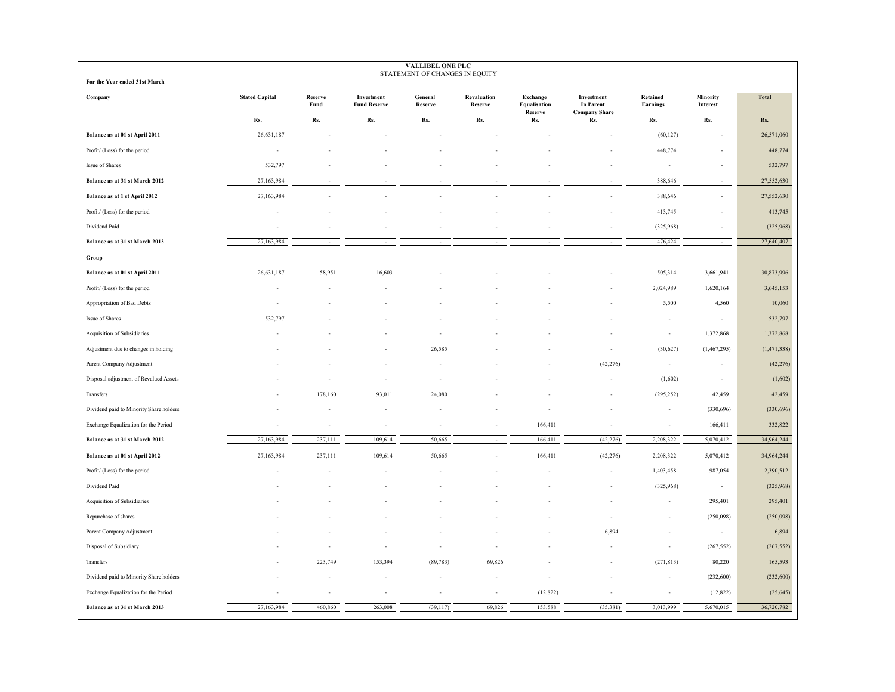# VALLIBEL ONE PLC

## STATEMENT OF CHANGES IN EQUITY

For the Year ended 31st March

| Company | Stated Capital | Reserve Fund | Investment Fund Reserve | General Reserve | Revaluation Reserve | Exchange Equalisation Reserve | Investment In Parent Company Share | Retained Earnings | Minority Interest | Total |
|---|---|---|---|---|---|---|---|---|---|---|
| | Rs. | Rs. | Rs. | Rs. | Rs. | Rs. | Rs. | Rs. | Rs. | Rs. |
| **Balance as at 01 st April 2011** | 26,631,187 | - | - | - | - | - | - | (60,127) | - | 26,571,060 |
| Profit/ (Loss) for the period | - | - | - | - | - | - | - | 448,774 | - | 448,774 |
| Issue of Shares | 532,797 | - | - | - | - | - | - | - | - | 532,797 |
| **Balance as at 31 st March 2012** | 27,163,984 | - | - | - | - | - | - | 388,646 | - | 27,552,630 |
| **Balance as at 1 st April 2012** | 27,163,984 | - | - | - | - | - | - | 388,646 | - | 27,552,630 |
| Profit/ (Loss) for the period | - | - | - | - | - | - | - | 413,745 | - | 413,745 |
| Dividend Paid | - | - | - | - | - | - | - | (325,968) | - | (325,968) |
| **Balance as at 31 st March 2013** | 27,163,984 | - | - | - | - | - | - | 476,424 | - | 27,640,407 |
| **Group** | | | | | | | | | | |
| **Balance as at 01 st April 2011** | 26,631,187 | 58,951 | 16,603 | - | - | - | - | 505,314 | 3,661,941 | 30,873,996 |
| Profit/ (Loss) for the period | - | - | - | - | - | - | - | 2,024,989 | 1,620,164 | 3,645,153 |
| Appropriation of Bad Debts | - | - | - | - | - | - | - | 5,500 | 4,560 | 10,060 |
| Issue of Shares | 532,797 | - | - | - | - | - | - | - | - | 532,797 |
| Acquisition of Subsidiaries | - | - | - | - | - | - | - | - | 1,372,868 | 1,372,868 |
| Adjustment due to changes in holding | - | - | - | 26,585 | - | - | - | (30,627) | (1,467,295) | (1,471,338) |
| Parent Company Adjustment | - | - | - | - | - | - | (42,276) | - | - | (42,276) |
| Disposal adjustment of Revalued Assets | - | - | - | - | - | - | - | (1,602) | - | (1,602) |
| Transfers | - | 178,160 | 93,011 | 24,080 | - | - | - | (295,252) | 42,459 | 42,459 |
| Dividend paid to Minority Share holders | - | - | - | - | - | - | - | - | (330,696) | (330,696) |
| Exchange Equalization for the Period | - | - | - | - | - | 166,411 | - | - | 166,411 | 332,822 |
| **Balance as at 31 st March 2012** | 27,163,984 | 237,111 | 109,614 | 50,665 | - | 166,411 | (42,276) | 2,208,322 | 5,070,412 | 34,964,244 |
| **Balance as at 01 st April 2012** | 27,163,984 | 237,111 | 109,614 | 50,665 | - | 166,411 | (42,276) | 2,208,322 | 5,070,412 | 34,964,244 |
| Profit/ (Loss) for the period | - | - | - | - | - | - | - | 1,403,458 | 987,054 | 2,390,512 |
| Dividend Paid | - | - | - | - | - | - | - | (325,968) | - | (325,968) |
| Acquisition of Subsidiaries | - | - | - | - | - | - | - | - | 295,401 | 295,401 |
| Repurchase of shares | - | - | - | - | - | - | - | - | (250,098) | (250,098) |
| Parent Company Adjustment | - | - | - | - | - | - | 6,894 | - | - | 6,894 |
| Disposal of Subsidiary | - | - | - | - | - | - | - | - | (267,552) | (267,552) |
| Transfers | - | 223,749 | 153,394 | (89,783) | 69,826 | - | - | (271,813) | 80,220 | 165,593 |
| Dividend paid to Minority Share holders | - | - | - | - | - | - | - | - | (232,600) | (232,600) |
| Exchange Equalization for the Period | - | - | - | - | - | (12,822) | - | - | (12,822) | (25,645) |
| **Balance as at 31 st March 2013** | 27,163,984 | 460,860 | 263,008 | (39,117) | 69,826 | 153,588 | (35,381) | 3,013,999 | 5,670,015 | 36,720,782 |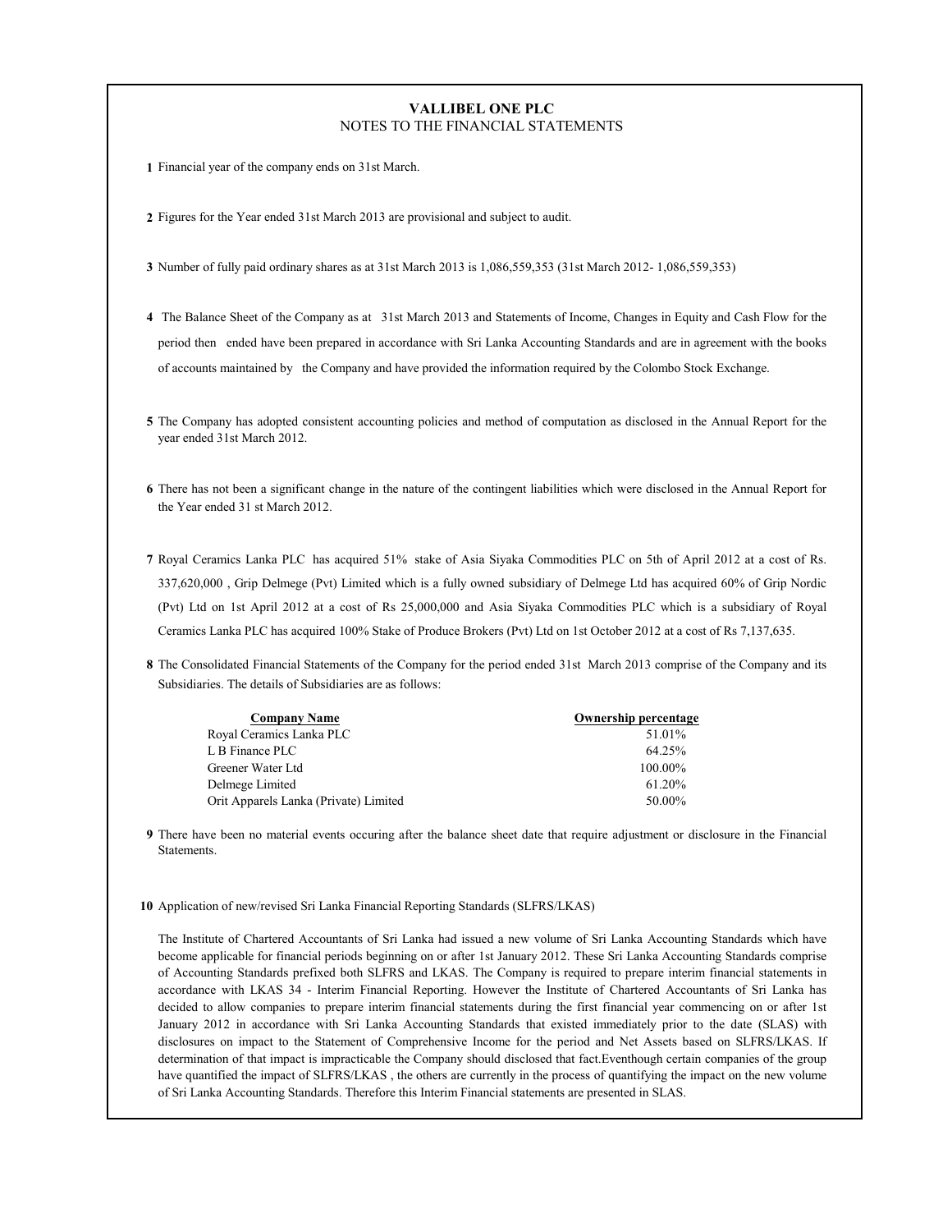# VALLIBEL ONE PLC

## NOTES TO THE FINANCIAL STATEMENTS

1. Financial year of the company ends on 31st March.

2. Figures for the Year ended 31st March 2013 are provisional and subject to audit.

3. Number of fully paid ordinary shares as at 31st March 2013 is 1,086,559,353 (31st March 2012- 1,086,559,353)

4. The Balance Sheet of the Company as at 31st March 2013 and Statements of Income, Changes in Equity and Cash Flow for the period then ended have been prepared in accordance with Sri Lanka Accounting Standards and are in agreement with the books of accounts maintained by the Company and have provided the information required by the Colombo Stock Exchange.

5. The Company has adopted consistent accounting policies and method of computation as disclosed in the Annual Report for the year ended 31st March 2012.

6. There has not been a significant change in the nature of the contingent liabilities which were disclosed in the Annual Report for the Year ended 31 st March 2012.

7. Royal Ceramics Lanka PLC has acquired 51% stake of Asia Siyaka Commodities PLC on 5th of April 2012 at a cost of Rs. 337,620,000 , Grip Delmege (Pvt) Limited which is a fully owned subsidiary of Delmege Ltd has acquired 60% of Grip Nordic (Pvt) Ltd on 1st April 2012 at a cost of Rs 25,000,000 and Asia Siyaka Commodities PLC which is a subsidiary of Royal Ceramics Lanka PLC has acquired 100% Stake of Produce Brokers (Pvt) Ltd on 1st October 2012 at a cost of Rs 7,137,635.

8. The Consolidated Financial Statements of the Company for the period ended 31st March 2013 comprise of the Company and its Subsidiaries. The details of Subsidiaries are as follows:

| Company Name | Ownership percentage |
|---|---|
| Royal Ceramics Lanka PLC | 51.01% |
| L B Finance PLC | 64.25% |
| Greener Water Ltd | 100.00% |
| Delmege Limited | 61.20% |
| Orit Apparels Lanka (Private) Limited | 50.00% |

9. There have been no material events occuring after the balance sheet date that require adjustment or disclosure in the Financial Statements.

10. Application of new/revised Sri Lanka Financial Reporting Standards (SLFRS/LKAS)

    The Institute of Chartered Accountants of Sri Lanka had issued a new volume of Sri Lanka Accounting Standards which have become applicable for financial periods beginning on or after 1st January 2012. These Sri Lanka Accounting Standards comprise of Accounting Standards prefixed both SLFRS and LKAS. The Company is required to prepare interim financial statements in accordance with LKAS 34 - Interim Financial Reporting. However the Institute of Chartered Accountants of Sri Lanka has decided to allow companies to prepare interim financial statements during the first financial year commencing on or after 1st January 2012 in accordance with Sri Lanka Accounting Standards that existed immediately prior to the date (SLAS) with disclosures on impact to the Statement of Comprehensive Income for the period and Net Assets based on SLFRS/LKAS. If determination of that impact is impracticable the Company should disclosed that fact.Eventhough certain companies of the group have quantified the impact of SLFRS/LKAS , the others are currently in the process of quantifying the impact on the new volume of Sri Lanka Accounting Standards. Therefore this Interim Financial statements are presented in SLAS.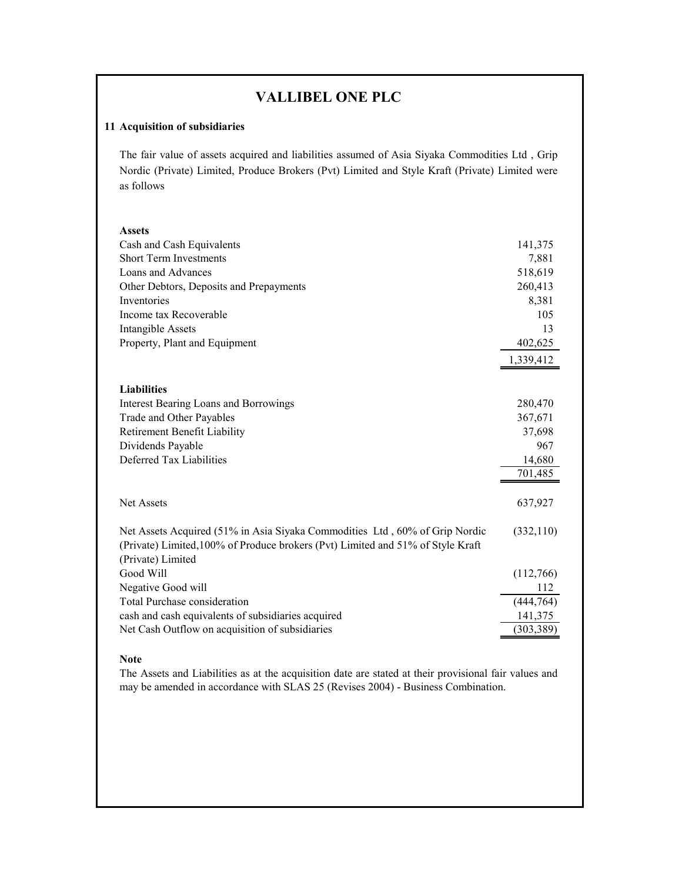# VALLIBEL ONE PLC

## 11 Acquisition of subsidiaries

The fair value of assets acquired and liabilities assumed of Asia Siyaka Commodities Ltd , Grip Nordic (Private) Limited, Produce Brokers (Pvt) Limited and Style Kraft (Private) Limited were as follows

| | |
|---|---:|
| **Assets** | |
| Cash and Cash Equivalents | 141,375 |
| Short Term Investments | 7,881 |
| Loans and Advances | 518,619 |
| Other Debtors, Deposits and Prepayments | 260,413 |
| Inventories | 8,381 |
| Income tax Recoverable | 105 |
| Intangible Assets | 13 |
| Property, Plant and Equipment | 402,625 |
| | 1,339,412 |
| **Liabilities** | |
| Interest Bearing Loans and Borrowings | 280,470 |
| Trade and Other Payables | 367,671 |
| Retirement Benefit Liability | 37,698 |
| Dividends Payable | 967 |
| Deferred Tax Liabilities | 14,680 |
| | 701,485 |
| Net Assets | 637,927 |
| Net Assets Acquired (51% in Asia Siyaka Commodities Ltd , 60% of Grip Nordic (Private) Limited,100% of Produce brokers (Pvt) Limited and 51% of Style Kraft (Private) Limited | (332,110) |
| Good Will | (112,766) |
| Negative Good will | 112 |
| Total Purchase consideration | (444,764) |
| cash and cash equivalents of subsidiaries acquired | 141,375 |
| Net Cash Outflow on acquisition of subsidiaries | (303,389) |

**Note**

The Assets and Liabilities as at the acquisition date are stated at their provisional fair values and may be amended in accordance with SLAS 25 (Revises 2004) - Business Combination.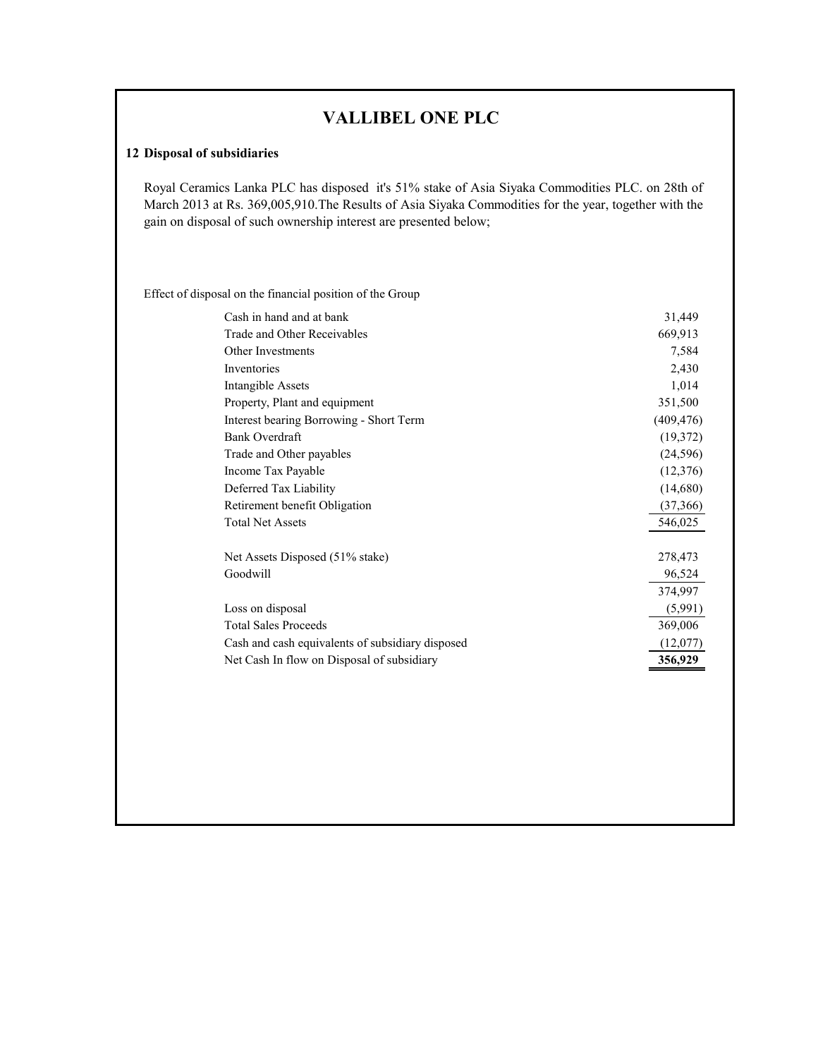# VALLIBEL ONE PLC

## 12 Disposal of subsidiaries

Royal Ceramics Lanka PLC has disposed it's 51% stake of Asia Siyaka Commodities PLC. on 28th of March 2013 at Rs. 369,005,910.The Results of Asia Siyaka Commodities for the year, together with the gain on disposal of such ownership interest are presented below;

Effect of disposal on the financial position of the Group

| | |
|---|---|
| Cash in hand and at bank | 31,449 |
| Trade and Other Receivables | 669,913 |
| Other Investments | 7,584 |
| Inventories | 2,430 |
| Intangible Assets | 1,014 |
| Property, Plant and equipment | 351,500 |
| Interest bearing Borrowing - Short Term | (409,476) |
| Bank Overdraft | (19,372) |
| Trade and Other payables | (24,596) |
| Income Tax Payable | (12,376) |
| Deferred Tax Liability | (14,680) |
| Retirement benefit Obligation | (37,366) |
| Total Net Assets | 546,025 |
| | |
| Net Assets Disposed (51% stake) | 278,473 |
| Goodwill | 96,524 |
| | 374,997 |
| Loss on disposal | (5,991) |
| Total Sales Proceeds | 369,006 |
| Cash and cash equivalents of subsidiary disposed | (12,077) |
| Net Cash In flow on Disposal of subsidiary | **356,929** |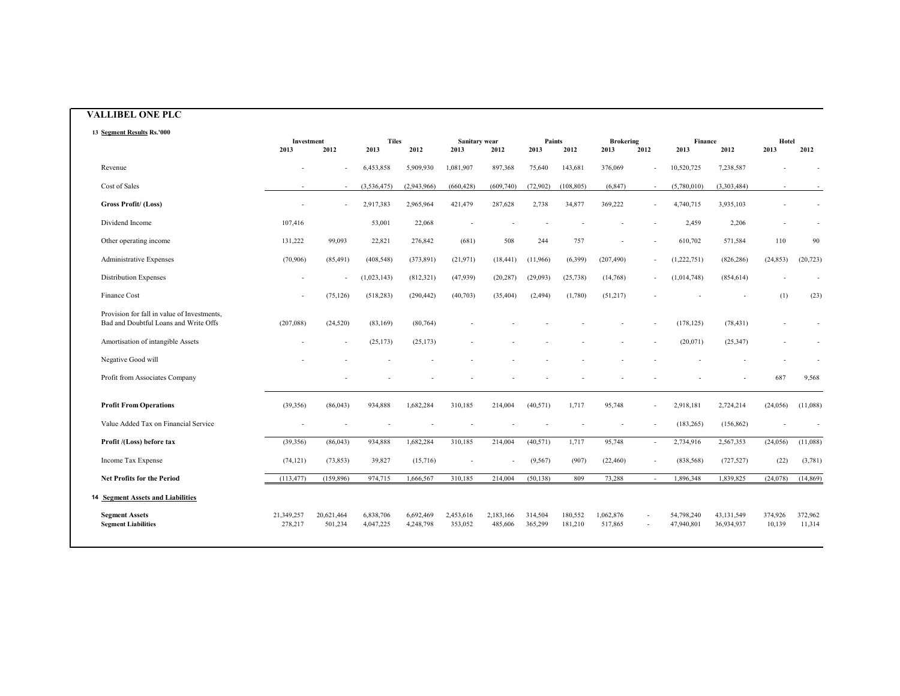# VALLIBEL ONE PLC

## 13 Segment Results Rs.'000

| | Investment | | Tiles | | Sanitary wear | | Paints | | Brokering | | Finance | | Hotel | |
|---|---|---|---|---|---|---|---|---|---|---|---|---|---|---|
| | 2013 | 2012 | 2013 | 2012 | 2013 | 2012 | 2013 | 2012 | 2013 | 2012 | 2013 | 2012 | 2013 | 2012 |
| Revenue | - | - | 6,453,858 | 5,909,930 | 1,081,907 | 897,368 | 75,640 | 143,681 | 376,069 | - | 10,520,725 | 7,238,587 | - | - |
| Cost of Sales | - | - | (3,536,475) | (2,943,966) | (660,428) | (609,740) | (72,902) | (108,805) | (6,847) | - | (5,780,010) | (3,303,484) | - | - |
| **Gross Profit/ (Loss)** | - | - | 2,917,383 | 2,965,964 | 421,479 | 287,628 | 2,738 | 34,877 | 369,222 | - | 4,740,715 | 3,935,103 | - | - |
| Dividend Income | 107,416 | | 53,001 | 22,068 | - | - | - | - | - | - | 2,459 | 2,206 | - | - |
| Other operating income | 131,222 | 99,093 | 22,821 | 276,842 | (681) | 508 | 244 | 757 | - | - | 610,702 | 571,584 | 110 | 90 |
| Administrative Expenses | (70,906) | (85,491) | (408,548) | (373,891) | (21,971) | (18,441) | (11,966) | (6,399) | (207,490) | - | (1,222,751) | (826,286) | (24,853) | (20,723) |
| Distribution Expenses | - | - | (1,023,143) | (812,321) | (47,939) | (20,287) | (29,093) | (25,738) | (14,768) | - | (1,014,748) | (854,614) | - | - |
| Finance Cost | - | (75,126) | (518,283) | (290,442) | (40,703) | (35,404) | (2,494) | (1,780) | (51,217) | - | - | - | (1) | (23) |
| Provision for fall in value of Investments, Bad and Doubtful Loans and Write Offs | (207,088) | (24,520) | (83,169) | (80,764) | - | - | - | - | - | - | (178,125) | (78,431) | - | - |
| Amortisation of intangible Assets | - | - | (25,173) | (25,173) | - | - | - | - | - | - | (20,071) | (25,347) | - | - |
| Negative Good will | - | - | - | - | - | - | - | - | - | - | - | - | - | - |
| Profit from Associates Company | | - | - | - | - | - | - | - | - | - | - | - | 687 | 9,568 |
| **Profit From Operations** | (39,356) | (86,043) | 934,888 | 1,682,284 | 310,185 | 214,004 | (40,571) | 1,717 | 95,748 | - | 2,918,181 | 2,724,214 | (24,056) | (11,088) |
| Value Added Tax on Financial Service | - | - | - | - | - | - | - | - | - | - | (183,265) | (156,862) | - | - |
| **Profit /(Loss) before tax** | (39,356) | (86,043) | 934,888 | 1,682,284 | 310,185 | 214,004 | (40,571) | 1,717 | 95,748 | - | 2,734,916 | 2,567,353 | (24,056) | (11,088) |
| Income Tax Expense | (74,121) | (73,853) | 39,827 | (15,716) | - | - | (9,567) | (907) | (22,460) | - | (838,568) | (727,527) | (22) | (3,781) |
| **Net Profits for the Period** | (113,477) | (159,896) | 974,715 | 1,666,567 | 310,185 | 214,004 | (50,138) | 809 | 73,288 | - | 1,896,348 | 1,839,825 | (24,078) | (14,869) |

## 14 Segment Assets and Liabilities

| | Investment | | Tiles | | Sanitary wear | | Paints | | Brokering | | Finance | | Hotel | |
|---|---|---|---|---|---|---|---|---|---|---|---|---|---|---|
| | 2013 | 2012 | 2013 | 2012 | 2013 | 2012 | 2013 | 2012 | 2013 | 2012 | 2013 | 2012 | 2013 | 2012 |
| **Segment Assets** | 21,349,257 | 20,621,464 | 6,838,706 | 6,692,469 | 2,453,616 | 2,183,166 | 314,504 | 180,552 | 1,062,876 | - | 54,798,240 | 43,131,549 | 374,926 | 372,962 |
| **Segment Liabilities** | 278,217 | 501,234 | 4,047,225 | 4,248,798 | 353,052 | 485,606 | 365,299 | 181,210 | 517,865 | - | 47,940,801 | 36,934,937 | 10,139 | 11,314 |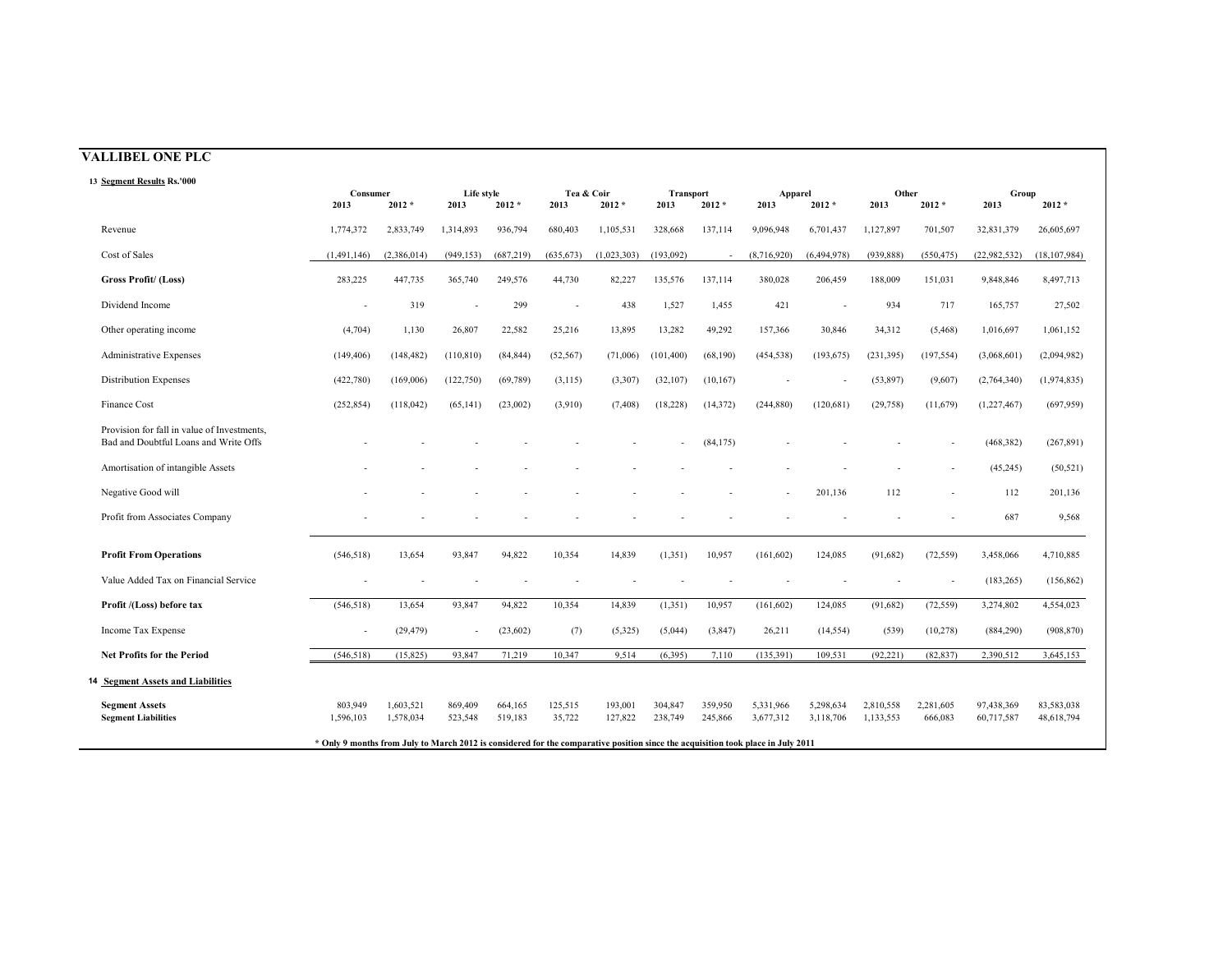# VALLIBEL ONE PLC

**13 Segment Results Rs.'000**

| | Consumer | | Life style | | Tea & Coir | | Transport | | Apparel | | Other | | Group | |
|---|---|---|---|---|---|---|---|---|---|---|---|---|---|---|
| | 2013 | 2012 * | 2013 | 2012 * | 2013 | 2012 * | 2013 | 2012 * | 2013 | 2012 * | 2013 | 2012 * | 2013 | 2012 * |
| Revenue | 1,774,372 | 2,833,749 | 1,314,893 | 936,794 | 680,403 | 1,105,531 | 328,668 | 137,114 | 9,096,948 | 6,701,437 | 1,127,897 | 701,507 | 32,831,379 | 26,605,697 |
| Cost of Sales | (1,491,146) | (2,386,014) | (949,153) | (687,219) | (635,673) | (1,023,303) | (193,092) | - | (8,716,920) | (6,494,978) | (939,888) | (550,475) | (22,982,532) | (18,107,984) |
| **Gross Profit/ (Loss)** | 283,225 | 447,735 | 365,740 | 249,576 | 44,730 | 82,227 | 135,576 | 137,114 | 380,028 | 206,459 | 188,009 | 151,031 | 9,848,846 | 8,497,713 |
| Dividend Income | - | 319 | - | 299 | - | 438 | 1,527 | 1,455 | 421 | - | 934 | 717 | 165,757 | 27,502 |
| Other operating income | (4,704) | 1,130 | 26,807 | 22,582 | 25,216 | 13,895 | 13,282 | 49,292 | 157,366 | 30,846 | 34,312 | (5,468) | 1,016,697 | 1,061,152 |
| Administrative Expenses | (149,406) | (148,482) | (110,810) | (84,844) | (52,567) | (71,006) | (101,400) | (68,190) | (454,538) | (193,675) | (231,395) | (197,554) | (3,068,601) | (2,094,982) |
| Distribution Expenses | (422,780) | (169,006) | (122,750) | (69,789) | (3,115) | (3,307) | (32,107) | (10,167) | - | - | (53,897) | (9,607) | (2,764,340) | (1,974,835) |
| Finance Cost | (252,854) | (118,042) | (65,141) | (23,002) | (3,910) | (7,408) | (18,228) | (14,372) | (244,880) | (120,681) | (29,758) | (11,679) | (1,227,467) | (697,959) |
| Provision for fall in value of Investments, Bad and Doubtful Loans and Write Offs | - | - | - | - | - | - | - | (84,175) | - | - | - | - | (468,382) | (267,891) |
| Amortisation of intangible Assets | - | - | - | - | - | - | - | - | - | - | - | - | (45,245) | (50,521) |
| Negative Good will | - | - | - | - | - | - | - | - | - | 201,136 | 112 | - | 112 | 201,136 |
| Profit from Associates Company | - | - | - | - | - | - | - | - | - | - | - | - | 687 | 9,568 |
| **Profit From Operations** | (546,518) | 13,654 | 93,847 | 94,822 | 10,354 | 14,839 | (1,351) | 10,957 | (161,602) | 124,085 | (91,682) | (72,559) | 3,458,066 | 4,710,885 |
| Value Added Tax on Financial Service | - | - | - | - | - | - | - | - | - | - | - | - | (183,265) | (156,862) |
| **Profit /(Loss) before tax** | (546,518) | 13,654 | 93,847 | 94,822 | 10,354 | 14,839 | (1,351) | 10,957 | (161,602) | 124,085 | (91,682) | (72,559) | 3,274,802 | 4,554,023 |
| Income Tax Expense | - | (29,479) | - | (23,602) | (7) | (5,325) | (5,044) | (3,847) | 26,211 | (14,554) | (539) | (10,278) | (884,290) | (908,870) |
| **Net Profits for the Period** | (546,518) | (15,825) | 93,847 | 71,219 | 10,347 | 9,514 | (6,395) | 7,110 | (135,391) | 109,531 | (92,221) | (82,837) | 2,390,512 | 3,645,153 |

**14 Segment Assets and Liabilities**

| | Consumer | | Life style | | Tea & Coir | | Transport | | Apparel | | Other | | Group | |
|---|---|---|---|---|---|---|---|---|---|---|---|---|---|---|
| | 2013 | 2012 * | 2013 | 2012 * | 2013 | 2012 * | 2013 | 2012 * | 2013 | 2012 * | 2013 | 2012 * | 2013 | 2012 * |
| **Segment Assets** | 803,949 | 1,603,521 | 869,409 | 664,165 | 125,515 | 193,001 | 304,847 | 359,950 | 5,331,966 | 5,298,634 | 2,810,558 | 2,281,605 | 97,438,369 | 83,583,038 |
| **Segment Liabilities** | 1,596,103 | 1,578,034 | 523,548 | 519,183 | 35,722 | 127,822 | 238,749 | 245,866 | 3,677,312 | 3,118,706 | 1,133,553 | 666,083 | 60,717,587 | 48,618,794 |

**\* Only 9 months from July to March 2012 is considered for the comparative position since the acquisition took place in July 2011**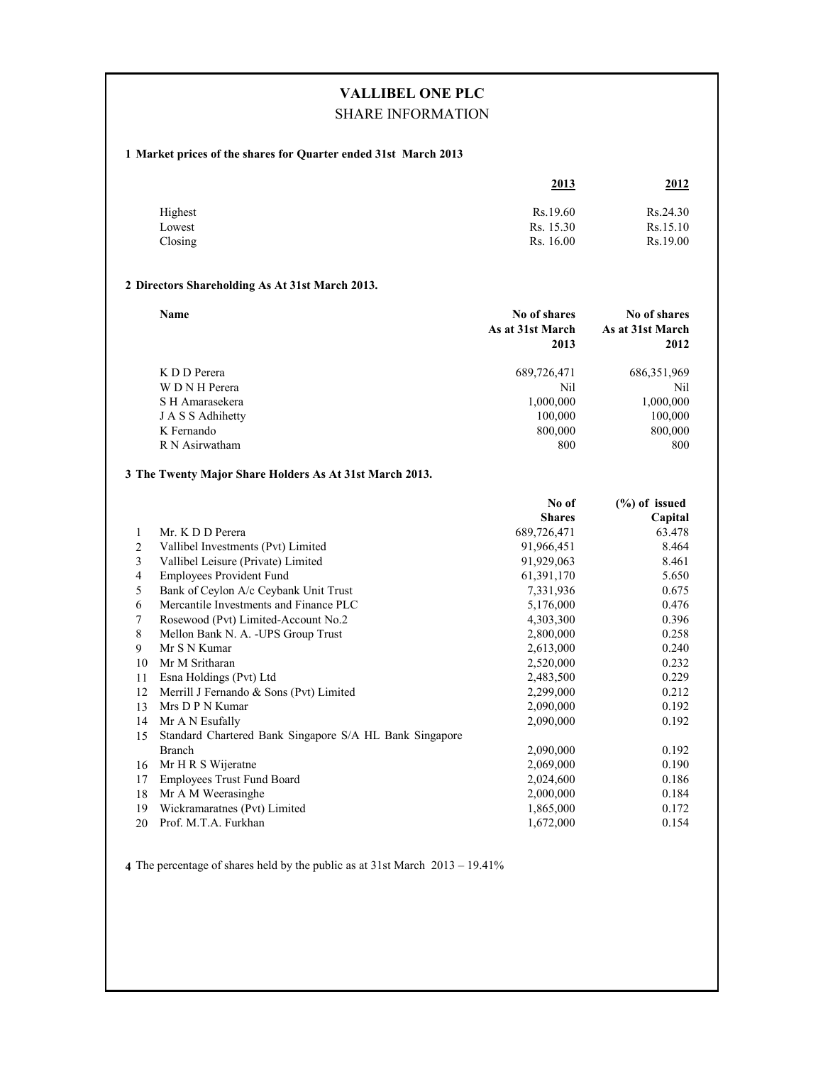# VALLIBEL ONE PLC

## SHARE INFORMATION

**1 Market prices of the shares for Quarter ended 31st March 2013**

| | 2013 | 2012 |
|---|---|---|
| Highest | Rs.19.60 | Rs.24.30 |
| Lowest | Rs. 15.30 | Rs.15.10 |
| Closing | Rs. 16.00 | Rs.19.00 |

**2 Directors Shareholding As At 31st March 2013.**

| Name | No of shares As at 31st March 2013 | No of shares As at 31st March 2012 |
|---|---|---|
| K D D Perera | 689,726,471 | 686,351,969 |
| W D N H Perera | Nil | Nil |
| S H Amarasekera | 1,000,000 | 1,000,000 |
| J A S S Adhihetty | 100,000 | 100,000 |
| K Fernando | 800,000 | 800,000 |
| R N Asirwatham | 800 | 800 |

**3 The Twenty Major Share Holders As At 31st March 2013.**

| | | No of Shares | (%) of issued Capital |
|---|---|---|---|
| 1 | Mr. K D D Perera | 689,726,471 | 63.478 |
| 2 | Vallibel Investments (Pvt) Limited | 91,966,451 | 8.464 |
| 3 | Vallibel Leisure (Private) Limited | 91,929,063 | 8.461 |
| 4 | Employees Provident Fund | 61,391,170 | 5.650 |
| 5 | Bank of Ceylon A/c Ceybank Unit Trust | 7,331,936 | 0.675 |
| 6 | Mercantile Investments and Finance PLC | 5,176,000 | 0.476 |
| 7 | Rosewood (Pvt) Limited-Account No.2 | 4,303,300 | 0.396 |
| 8 | Mellon Bank N. A. -UPS Group Trust | 2,800,000 | 0.258 |
| 9 | Mr S N Kumar | 2,613,000 | 0.240 |
| 10 | Mr M Sritharan | 2,520,000 | 0.232 |
| 11 | Esna Holdings (Pvt) Ltd | 2,483,500 | 0.229 |
| 12 | Merrill J Fernando & Sons (Pvt) Limited | 2,299,000 | 0.212 |
| 13 | Mrs D P N Kumar | 2,090,000 | 0.192 |
| 14 | Mr A N Esufally | 2,090,000 | 0.192 |
| 15 | Standard Chartered Bank Singapore S/A HL Bank Singapore Branch | 2,090,000 | 0.192 |
| 16 | Mr H R S Wijeratne | 2,069,000 | 0.190 |
| 17 | Employees Trust Fund Board | 2,024,600 | 0.186 |
| 18 | Mr A M Weerasinghe | 2,000,000 | 0.184 |
| 19 | Wickramaratnes (Pvt) Limited | 1,865,000 | 0.172 |
| 20 | Prof. M.T.A. Furkhan | 1,672,000 | 0.154 |

**4** The percentage of shares held by the public as at 31st March 2013 – 19.41%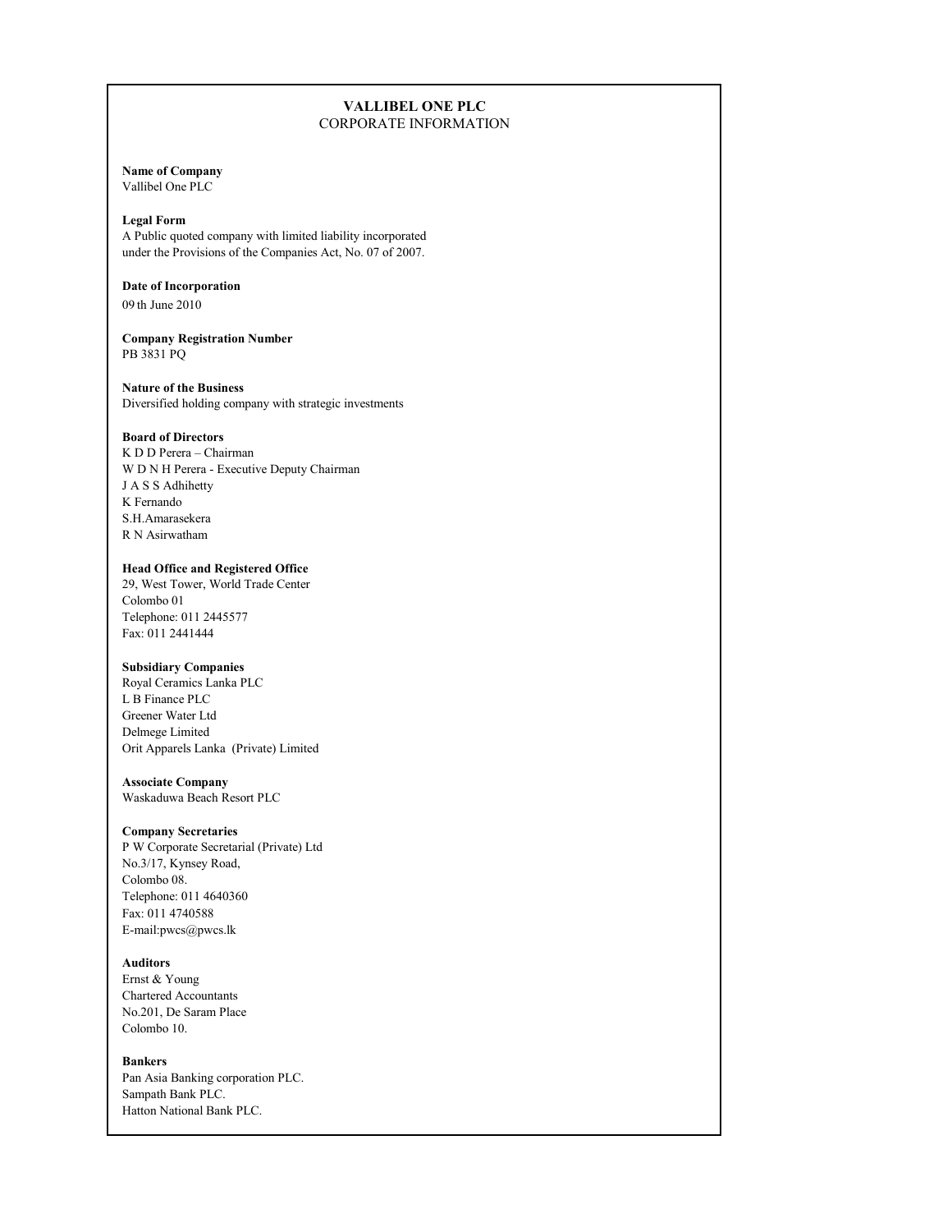# VALLIBEL ONE PLC

## CORPORATE INFORMATION

**Name of Company**
Vallibel One PLC

**Legal Form**
A Public quoted company with limited liability incorporated under the Provisions of the Companies Act, No. 07 of 2007.

**Date of Incorporation**
09 th June 2010

**Company Registration Number**
PB 3831 PQ

**Nature of the Business**
Diversified holding company with strategic investments

**Board of Directors**
K D D Perera – Chairman
W D N H Perera - Executive Deputy Chairman
J A S S Adhihetty
K Fernando
S.H.Amarasekera
R N Asirwatham

**Head Office and Registered Office**
29, West Tower, World Trade Center
Colombo 01
Telephone: 011 2445577
Fax: 011 2441444

**Subsidiary Companies**
Royal Ceramics Lanka PLC
L B Finance PLC
Greener Water Ltd
Delmege Limited
Orit Apparels Lanka (Private) Limited

**Associate Company**
Waskaduwa Beach Resort PLC

**Company Secretaries**
P W Corporate Secretarial (Private) Ltd
No.3/17, Kynsey Road,
Colombo 08.
Telephone: 011 4640360
Fax: 011 4740588
E-mail:pwcs@pwcs.lk

**Auditors**
Ernst & Young
Chartered Accountants
No.201, De Saram Place
Colombo 10.

**Bankers**
Pan Asia Banking corporation PLC.
Sampath Bank PLC.
Hatton National Bank PLC.